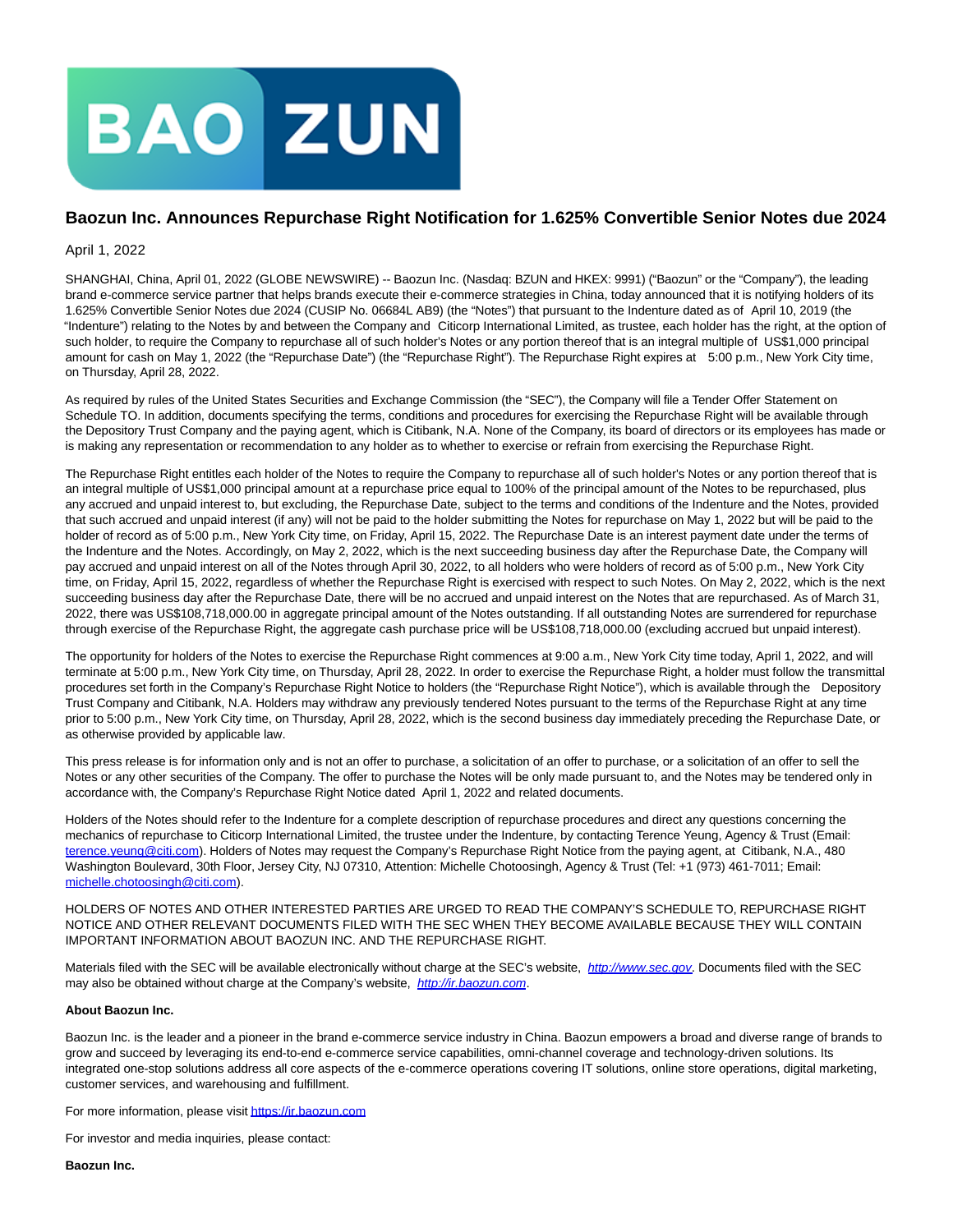# Baozun Inc. Announces Repurchase Right Notification for 1.625% Convertible Senior Notes due 2024

April 1, 2022

SHANGHAI, China, April 01, 2022 (GLOBE NEWSWIRE) -- Baozun Inc. (Nasdaq: BZUN and HKEX: 9991) ("Baozun" or the "Company"), the leading brand e-commerce service partner that helps brands execute their e-commerce strategies in China, today announced that it is notifying holders of its 1.625% Convertible Senior Notes due 2024 (CUSIP No. 06684L AB9) (the "Notes") that pursuant to the Indenture dated as of April 10, 2019 (the "Indenture") relating to the Notes by and between the Company and Citicorp International Limited, as trustee, each holder has the right, at the option of such holder, to require the Company to repurchase all of such holder's Notes or any portion thereof that is an integral multiple of US$1,000 principal amount for cash on May 1, 2022 (the "Repurchase Date") (the "Repurchase Right"). The Repurchase Right expires at 5:00 p.m., New York City time, on Thursday, April 28, 2022.

As required by rules of the United States Securities and Exchange Commission (the "SEC"), the Company will file a Tender Offer Statement on Schedule TO. In addition, documents specifying the terms, conditions and procedures for exercising the Repurchase Right will be available through the Depository Trust Company and the paying agent, which is Citibank, N.A. None of the Company, its board of directors or its employees has made or is making any representation or recommendation to any holder as to whether to exercise or refrain from exercising the Repurchase Right.

The Repurchase Right entitles each holder of the Notes to require the Company to repurchase all of such holder's Notes or any portion thereof that is an integral multiple of US$1,000 principal amount at a repurchase price equal to 100% of the principal amount of the Notes to be repurchased, plus any accrued and unpaid interest to, but excluding, the Repurchase Date, subject to the terms and conditions of the Indenture and the Notes, provided that such accrued and unpaid interest (if any) will not be paid to the holder submitting the Notes for repurchase on May 1, 2022 but will be paid to the holder of record as of 5:00 p.m., New York City time, on Friday, April 15, 2022. The Repurchase Date is an interest payment date under the terms of the Indenture and the Notes. Accordingly, on May 2, 2022, which is the next succeeding business day after the Repurchase Date, the Company will pay accrued and unpaid interest on all of the Notes through April 30, 2022, to all holders who were holders of record as of 5:00 p.m., New York City time, on Friday, April 15, 2022, regardless of whether the Repurchase Right is exercised with respect to such Notes. On May 2, 2022, which is the next succeeding business day after the Repurchase Date, there will be no accrued and unpaid interest on the Notes that are repurchased. As of March 31, 2022, there was US$108,718,000.00 in aggregate principal amount of the Notes outstanding. If all outstanding Notes are surrendered for repurchase through exercise of the Repurchase Right, the aggregate cash purchase price will be US$108,718,000.00 (excluding accrued but unpaid interest).

The opportunity for holders of the Notes to exercise the Repurchase Right commences at 9:00 a.m., New York City time today, April 1, 2022, and will terminate at 5:00 p.m., New York City time, on Thursday, April 28, 2022. In order to exercise the Repurchase Right, a holder must follow the transmittal procedures set forth in the Company's Repurchase Right Notice to holders (the "Repurchase Right Notice"), which is available through the Depository Trust Company and Citibank, N.A. Holders may withdraw any previously tendered Notes pursuant to the terms of the Repurchase Right at any time prior to 5:00 p.m., New York City time, on Thursday, April 28, 2022, which is the second business day immediately preceding the Repurchase Date, or as otherwise provided by applicable law.

This press release is for information only and is not an offer to purchase, a solicitation of an offer to purchase, or a solicitation of an offer to sell the Notes or any other securities of the Company. The offer to purchase the Notes will be only made pursuant to, and the Notes may be tendered only in accordance with, the Company's Repurchase Right Notice dated April 1, 2022 and related documents.

Holders of the Notes should refer to the Indenture for a complete description of repurchase procedures and direct any questions concerning the mechanics of repurchase to Citicorp International Limited, the trustee under the Indenture, by contacting Terence Yeung, Agency & Trust (Email: terence.yeung@citi.com). Holders of Notes may request the Company's Repurchase Right Notice from the paying agent, at Citibank, N.A., 480 Washington Boulevard, 30th Floor, Jersey City, NJ 07310, Attention: Michelle Chotoosingh, Agency & Trust (Tel: +1 (973) 461-7011; Email: michelle.chotoosingh@citi.com).

HOLDERS OF NOTES AND OTHER INTERESTED PARTIES ARE URGED TO READ THE COMPANY'S SCHEDULE TO, REPURCHASE RIGHT NOTICE AND OTHER RELEVANT DOCUMENTS FILED WITH THE SEC WHEN THEY BECOME AVAILABLE BECAUSE THEY WILL CONTAIN IMPORTANT INFORMATION ABOUT BAOZUN INC. AND THE REPURCHASE RIGHT.

Materials filed with the SEC will be available electronically without charge at the SEC's website, *http://www.sec.gov*. Documents filed with the SEC may also be obtained without charge at the Company's website, *http://ir.baozun.com*.

**About Baozun Inc.**

Baozun Inc. is the leader and a pioneer in the brand e-commerce service industry in China. Baozun empowers a broad and diverse range of brands to grow and succeed by leveraging its end-to-end e-commerce service capabilities, omni-channel coverage and technology-driven solutions. Its integrated one-stop solutions address all core aspects of the e-commerce operations covering IT solutions, online store operations, digital marketing, customer services, and warehousing and fulfillment.

For more information, please visit https://ir.baozun.com

For investor and media inquiries, please contact:

**Baozun Inc.**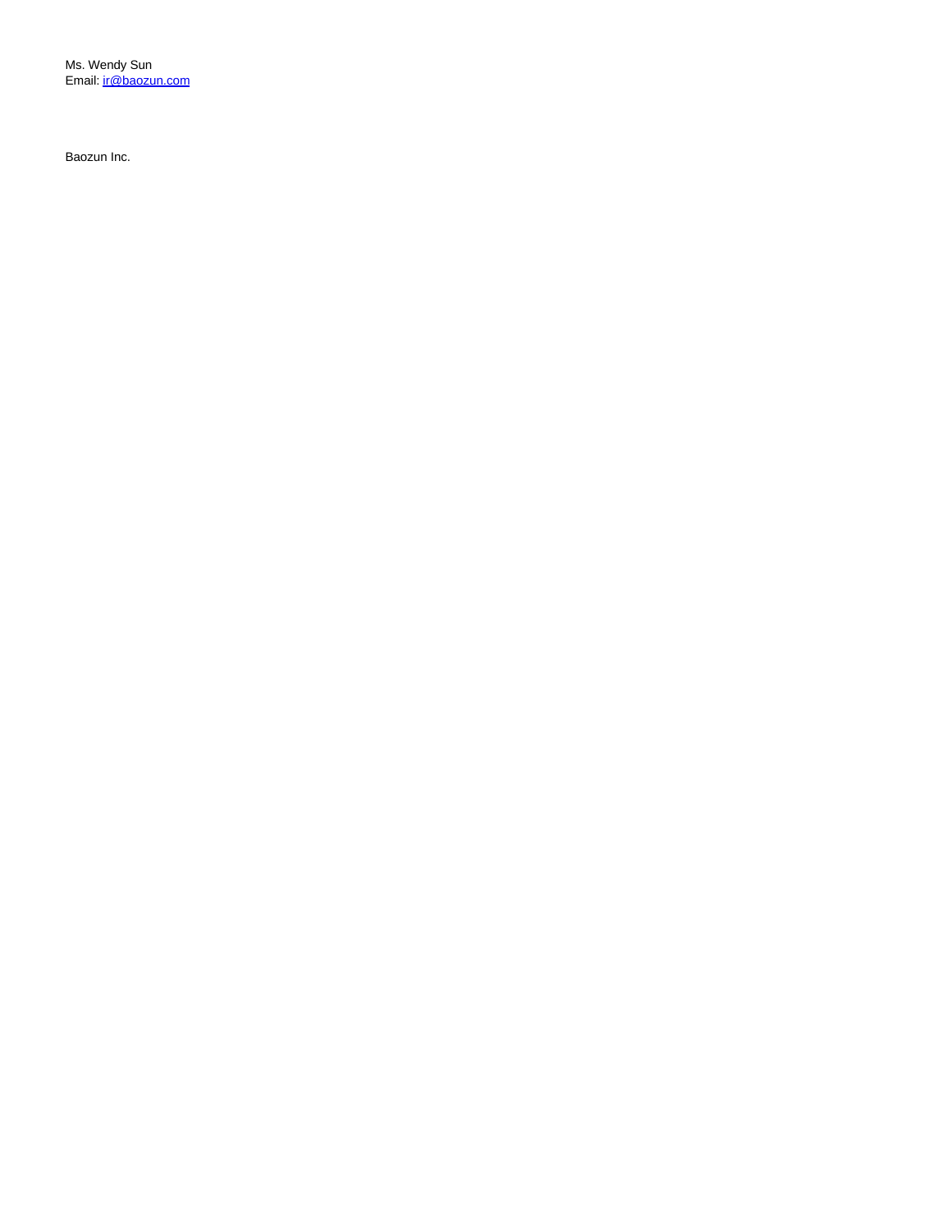Ms. Wendy Sun
Email: [ir@baozun.com](mailto:ir@baozun.com)

Baozun Inc.